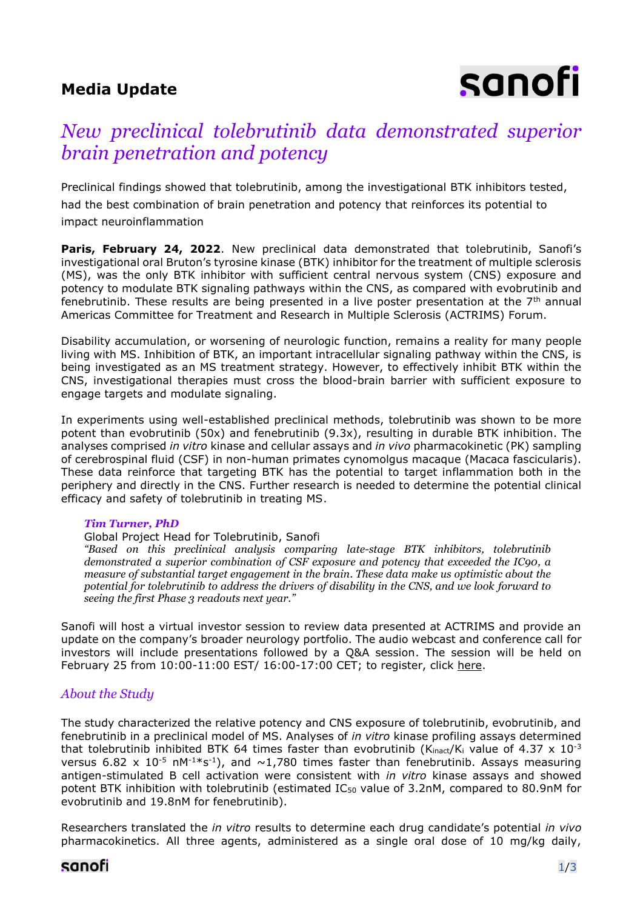**Media Update**

# *New preclinical tolebrutinib data demonstrated superior brain penetration and potency*

Preclinical findings showed that tolebrutinib, among the investigational BTK inhibitors tested, had the best combination of brain penetration and potency that reinforces its potential to impact neuroinflammation

**Paris, February 24, 2022**. New preclinical data demonstrated that tolebrutinib, Sanofi's investigational oral Bruton's tyrosine kinase (BTK) inhibitor for the treatment of multiple sclerosis (MS), was the only BTK inhibitor with sufficient central nervous system (CNS) exposure and potency to modulate BTK signaling pathways within the CNS, as compared with evobrutinib and fenebrutinib. These results are being presented in a live poster presentation at the 7th annual Americas Committee for Treatment and Research in Multiple Sclerosis (ACTRIMS) Forum.

Disability accumulation, or worsening of neurologic function, remains a reality for many people living with MS. Inhibition of BTK, an important intracellular signaling pathway within the CNS, is being investigated as an MS treatment strategy. However, to effectively inhibit BTK within the CNS, investigational therapies must cross the blood-brain barrier with sufficient exposure to engage targets and modulate signaling.

In experiments using well-established preclinical methods, tolebrutinib was shown to be more potent than evobrutinib (50x) and fenebrutinib (9.3x), resulting in durable BTK inhibition. The analyses comprised *in vitro* kinase and cellular assays and *in vivo* pharmacokinetic (PK) sampling of cerebrospinal fluid (CSF) in non-human primates cynomolgus macaque (Macaca fascicularis). These data reinforce that targeting BTK has the potential to target inflammation both in the periphery and directly in the CNS. Further research is needed to determine the potential clinical efficacy and safety of tolebrutinib in treating MS.

> ***Tim Turner, PhD***
> Global Project Head for Tolebrutinib, Sanofi
> *"Based on this preclinical analysis comparing late-stage BTK inhibitors, tolebrutinib demonstrated a superior combination of CSF exposure and potency that exceeded the IC90, a measure of substantial target engagement in the brain. These data make us optimistic about the potential for tolebrutinib to address the drivers of disability in the CNS, and we look forward to seeing the first Phase 3 readouts next year."*

Sanofi will host a virtual investor session to review data presented at ACTRIMS and provide an update on the company's broader neurology portfolio. The audio webcast and conference call for investors will include presentations followed by a Q&A session. The session will be held on February 25 from 10:00-11:00 EST/ 16:00-17:00 CET; to register, click here.

## *About the Study*

The study characterized the relative potency and CNS exposure of tolebrutinib, evobrutinib, and fenebrutinib in a preclinical model of MS. Analyses of *in vitro* kinase profiling assays determined that tolebrutinib inhibited BTK 64 times faster than evobrutinib ($K_{inact}/K_i$ value of $4.37 \times 10^{-3}$ versus $6.82 \times 10^{-5}$ $nM^{-1}*s^{-1}$), and ~1,780 times faster than fenebrutinib. Assays measuring antigen-stimulated B cell activation were consistent with *in vitro* kinase assays and showed potent BTK inhibition with tolebrutinib (estimated $IC_{50}$ value of 3.2nM, compared to 80.9nM for evobrutinib and 19.8nM for fenebrutinib).

Researchers translated the *in vitro* results to determine each drug candidate's potential *in vivo* pharmacokinetics. All three agents, administered as a single oral dose of 10 mg/kg daily,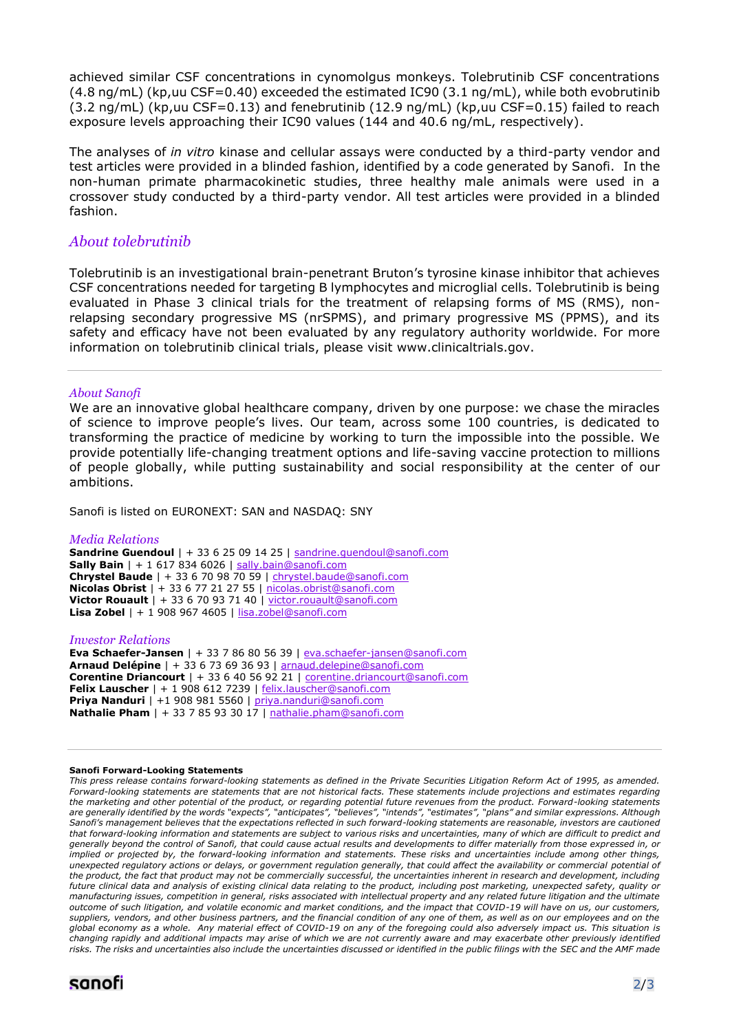achieved similar CSF concentrations in cynomolgus monkeys. Tolebrutinib CSF concentrations (4.8 ng/mL) ($k_{p,uu}$ CSF=0.40) exceeded the estimated IC90 (3.1 ng/mL), while both evobrutinib (3.2 ng/mL) ($k_{p,uu}$ CSF=0.13) and fenebrutinib (12.9 ng/mL) ($k_{p,uu}$ CSF=0.15) failed to reach exposure levels approaching their IC90 values (144 and 40.6 ng/mL, respectively).

The analyses of *in vitro* kinase and cellular assays were conducted by a third-party vendor and test articles were provided in a blinded fashion, identified by a code generated by Sanofi. In the non-human primate pharmacokinetic studies, three healthy male animals were used in a crossover study conducted by a third-party vendor. All test articles were provided in a blinded fashion.

## *About tolebrutinib*

Tolebrutinib is an investigational brain-penetrant Bruton's tyrosine kinase inhibitor that achieves CSF concentrations needed for targeting B lymphocytes and microglial cells. Tolebrutinib is being evaluated in Phase 3 clinical trials for the treatment of relapsing forms of MS (RMS), non-relapsing secondary progressive MS (nrSPMS), and primary progressive MS (PPMS), and its safety and efficacy have not been evaluated by any regulatory authority worldwide. For more information on tolebrutinib clinical trials, please visit www.clinicaltrials.gov.

---

### *About Sanofi*

We are an innovative global healthcare company, driven by one purpose: we chase the miracles of science to improve people's lives. Our team, across some 100 countries, is dedicated to transforming the practice of medicine by working to turn the impossible into the possible. We provide potentially life-changing treatment options and life-saving vaccine protection to millions of people globally, while putting sustainability and social responsibility at the center of our ambitions.

Sanofi is listed on EURONEXT: SAN and NASDAQ: SNY

### *Media Relations*

**Sandrine Guendoul** | + 33 6 25 09 14 25 | sandrine.guendoul@sanofi.com
**Sally Bain** | + 1 617 834 6026 | sally.bain@sanofi.com
**Chrystel Baude** | + 33 6 70 98 70 59 | chrystel.baude@sanofi.com
**Nicolas Obrist** | + 33 6 77 21 27 55 | nicolas.obrist@sanofi.com
**Victor Rouault** | + 33 6 70 93 71 40 | victor.rouault@sanofi.com
**Lisa Zobel** | + 1 908 967 4605 | lisa.zobel@sanofi.com

### *Investor Relations*

**Eva Schaefer-Jansen** | + 33 7 86 80 56 39 | eva.schaefer-jansen@sanofi.com
**Arnaud Delépine** | + 33 6 73 69 36 93 | arnaud.delepine@sanofi.com
**Corentine Driancourt** | + 33 6 40 56 92 21 | corentine.driancourt@sanofi.com
**Felix Lauscher** | + 1 908 612 7239 | felix.lauscher@sanofi.com
**Priya Nanduri** | +1 908 981 5560 | priya.nanduri@sanofi.com
**Nathalie Pham** | + 33 7 85 93 30 17 | nathalie.pham@sanofi.com

---

**Sanofi Forward-Looking Statements**

*This press release contains forward-looking statements as defined in the Private Securities Litigation Reform Act of 1995, as amended. Forward-looking statements are statements that are not historical facts. These statements include projections and estimates regarding the marketing and other potential of the product, or regarding potential future revenues from the product. Forward-looking statements are generally identified by the words "expects", "anticipates", "believes", "intends", "estimates", "plans" and similar expressions. Although Sanofi's management believes that the expectations reflected in such forward-looking statements are reasonable, investors are cautioned that forward-looking information and statements are subject to various risks and uncertainties, many of which are difficult to predict and generally beyond the control of Sanofi, that could cause actual results and developments to differ materially from those expressed in, or implied or projected by, the forward-looking information and statements. These risks and uncertainties include among other things, unexpected regulatory actions or delays, or government regulation generally, that could affect the availability or commercial potential of the product, the fact that product may not be commercially successful, the uncertainties inherent in research and development, including future clinical data and analysis of existing clinical data relating to the product, including post marketing, unexpected safety, quality or manufacturing issues, competition in general, risks associated with intellectual property and any related future litigation and the ultimate outcome of such litigation, and volatile economic and market conditions, and the impact that COVID-19 will have on us, our customers, suppliers, vendors, and other business partners, and the financial condition of any one of them, as well as on our employees and on the global economy as a whole. Any material effect of COVID-19 on any of the foregoing could also adversely impact us. This situation is changing rapidly and additional impacts may arise of which we are not currently aware and may exacerbate other previously identified risks. The risks and uncertainties also include the uncertainties discussed or identified in the public filings with the SEC and the AMF made*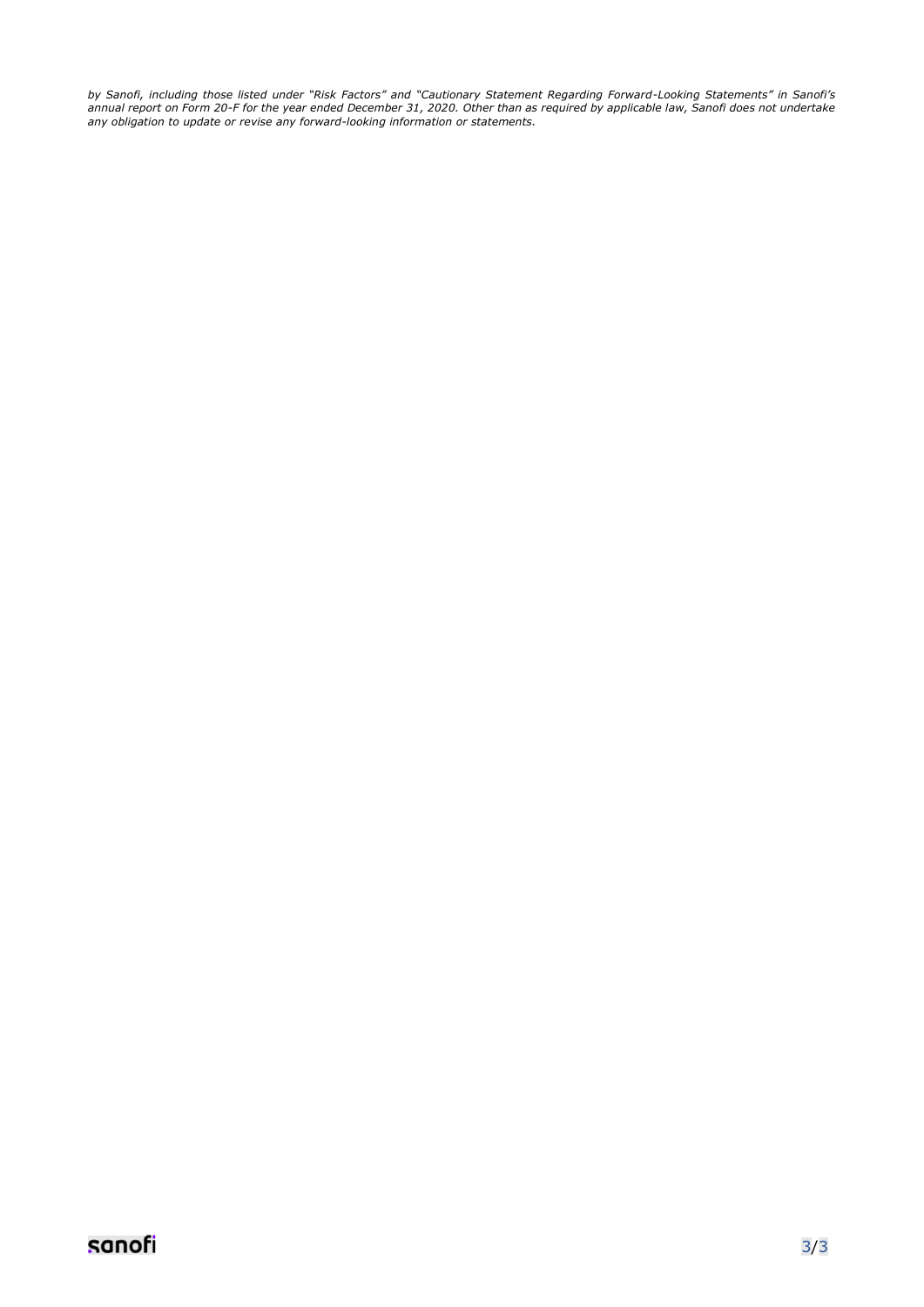*by Sanofi, including those listed under "Risk Factors" and "Cautionary Statement Regarding Forward-Looking Statements" in Sanofi's annual report on Form 20-F for the year ended December 31, 2020. Other than as required by applicable law, Sanofi does not undertake any obligation to update or revise any forward-looking information or statements.*